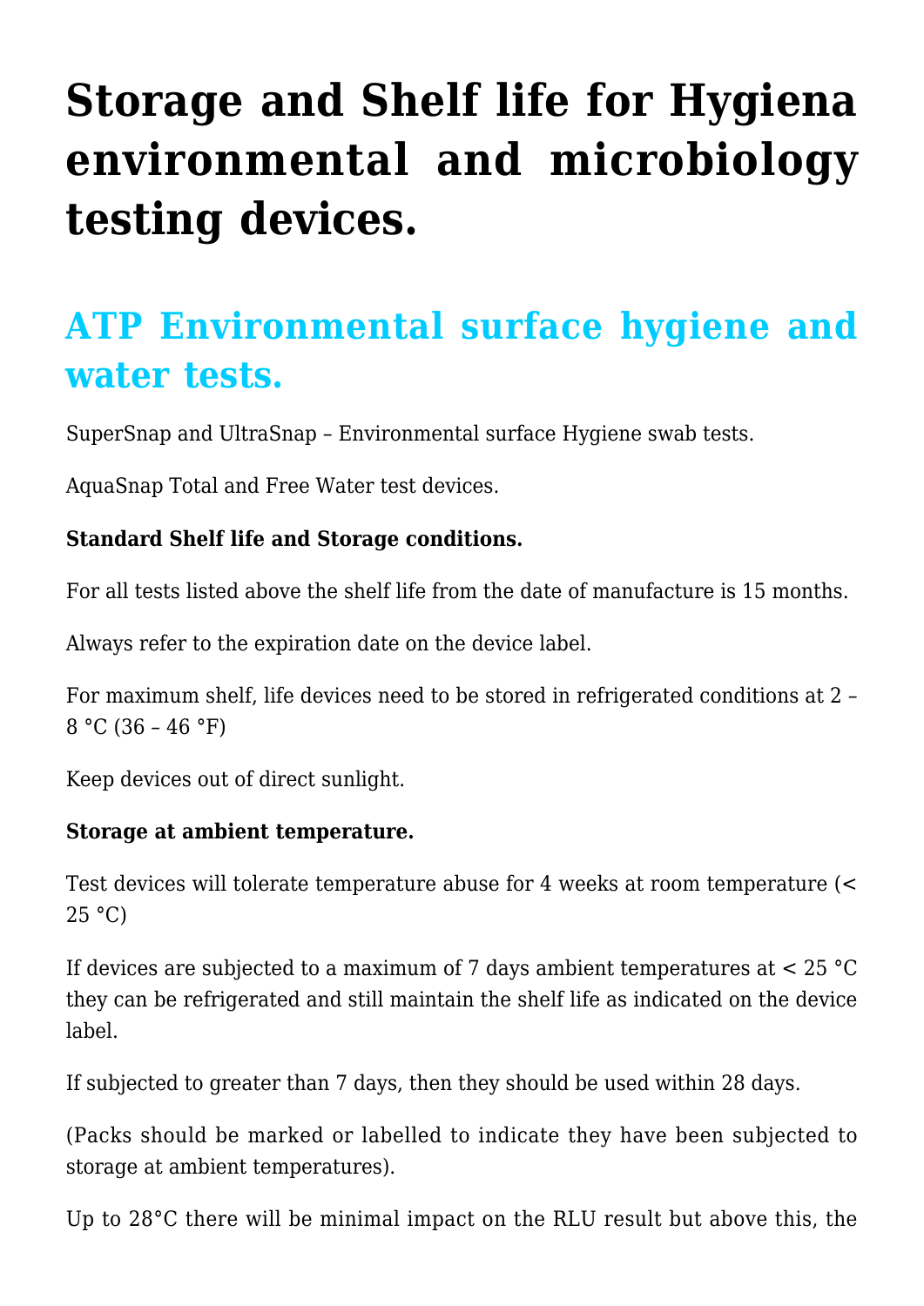# Storage and Shelf life for Hygiena environmental and microbiology testing devices.

## ATP Environmental surface hygiene and water tests.

SuperSnap and UltraSnap – Environmental surface Hygiene swab tests.

AquaSnap Total and Free Water test devices.

**Standard Shelf life and Storage conditions.**

For all tests listed above the shelf life from the date of manufacture is 15 months.

Always refer to the expiration date on the device label.

For maximum shelf, life devices need to be stored in refrigerated conditions at 2 – 8 °C (36 – 46 °F)

Keep devices out of direct sunlight.

**Storage at ambient temperature.**

Test devices will tolerate temperature abuse for 4 weeks at room temperature (< 25 °C)

If devices are subjected to a maximum of 7 days ambient temperatures at < 25 °C they can be refrigerated and still maintain the shelf life as indicated on the device label.

If subjected to greater than 7 days, then they should be used within 28 days.

(Packs should be marked or labelled to indicate they have been subjected to storage at ambient temperatures).

Up to 28°C there will be minimal impact on the RLU result but above this, the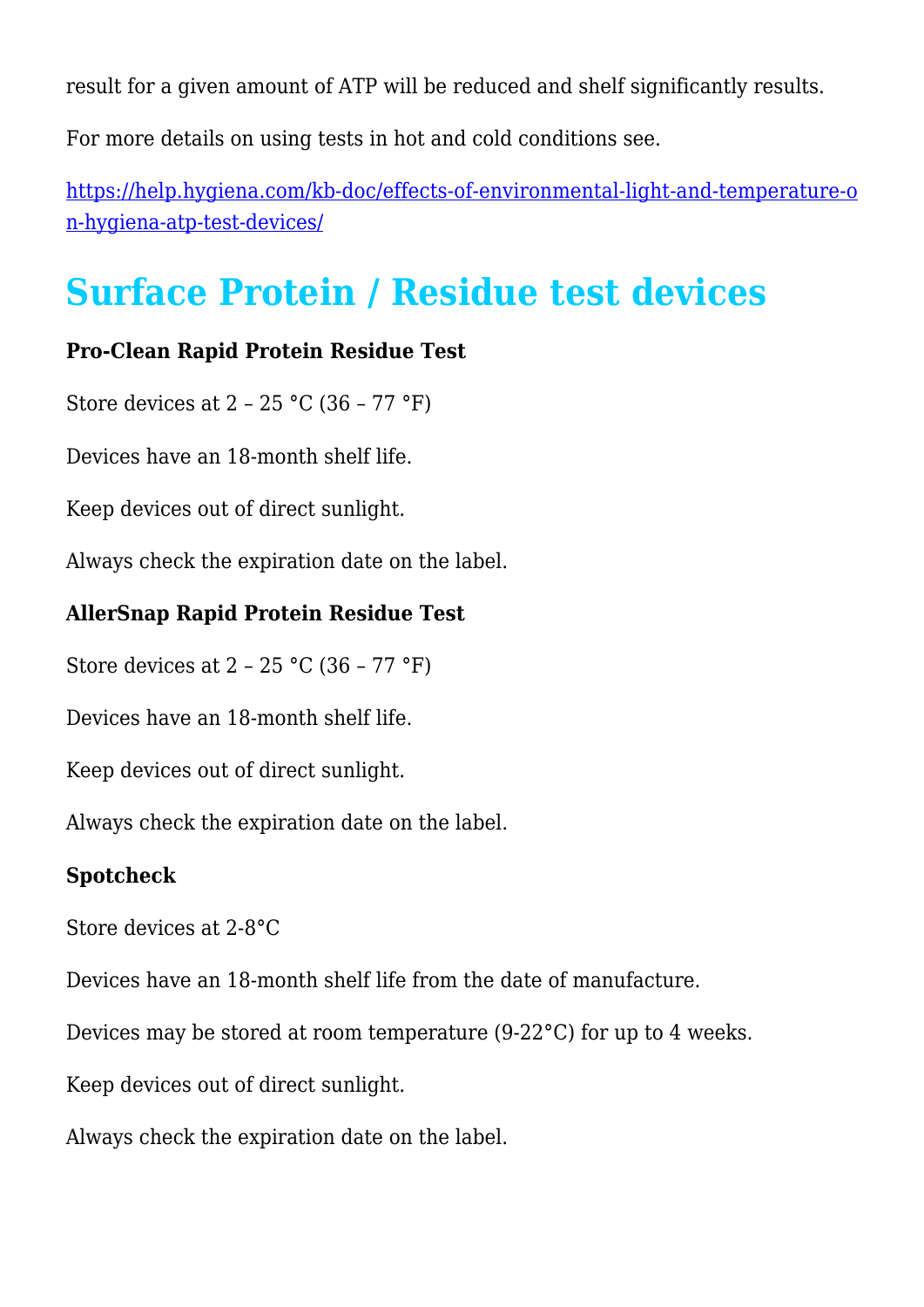result for a given amount of ATP will be reduced and shelf significantly results.

For more details on using tests in hot and cold conditions see.

[https://help.hygiena.com/kb-doc/effects-of-environmental-light-and-temperature-on-hygiena-atp-test-devices/](https://help.hygiena.com/kb-doc/effects-of-environmental-light-and-temperature-on-hygiena-atp-test-devices/)

# Surface Protein / Residue test devices

**Pro-Clean Rapid Protein Residue Test**

Store devices at 2 – 25 °C (36 – 77 °F)

Devices have an 18-month shelf life.

Keep devices out of direct sunlight.

Always check the expiration date on the label.

**AllerSnap Rapid Protein Residue Test**

Store devices at 2 – 25 °C (36 – 77 °F)

Devices have an 18-month shelf life.

Keep devices out of direct sunlight.

Always check the expiration date on the label.

**Spotcheck**

Store devices at 2-8°C

Devices have an 18-month shelf life from the date of manufacture.

Devices may be stored at room temperature (9-22°C) for up to 4 weeks.

Keep devices out of direct sunlight.

Always check the expiration date on the label.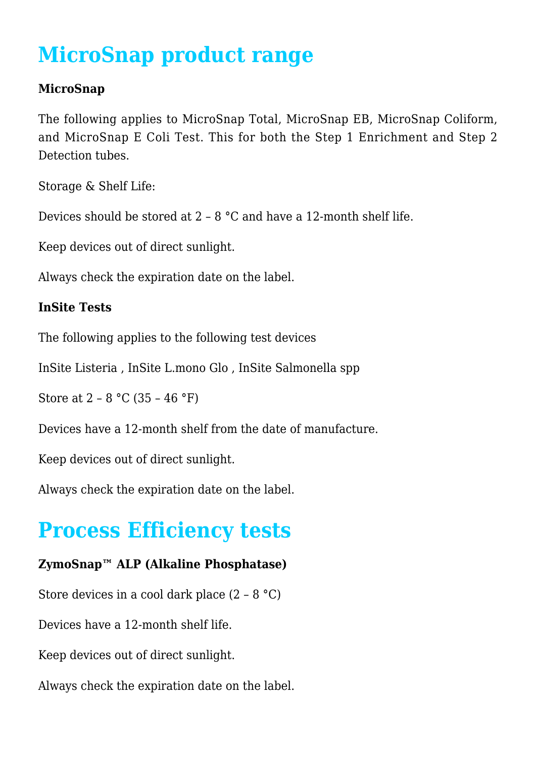# MicroSnap product range

**MicroSnap**

The following applies to MicroSnap Total, MicroSnap EB, MicroSnap Coliform, and MicroSnap E Coli Test. This for both the Step 1 Enrichment and Step 2 Detection tubes.

Storage & Shelf Life:

Devices should be stored at 2 – 8 °C and have a 12-month shelf life.

Keep devices out of direct sunlight.

Always check the expiration date on the label.

**InSite Tests**

The following applies to the following test devices

InSite Listeria , InSite L.mono Glo , InSite Salmonella spp

Store at 2 – 8 °C (35 – 46 °F)

Devices have a 12-month shelf from the date of manufacture.

Keep devices out of direct sunlight.

Always check the expiration date on the label.

# Process Efficiency tests

**ZymoSnap™ ALP (Alkaline Phosphatase)**

Store devices in a cool dark place (2 – 8 °C)

Devices have a 12-month shelf life.

Keep devices out of direct sunlight.

Always check the expiration date on the label.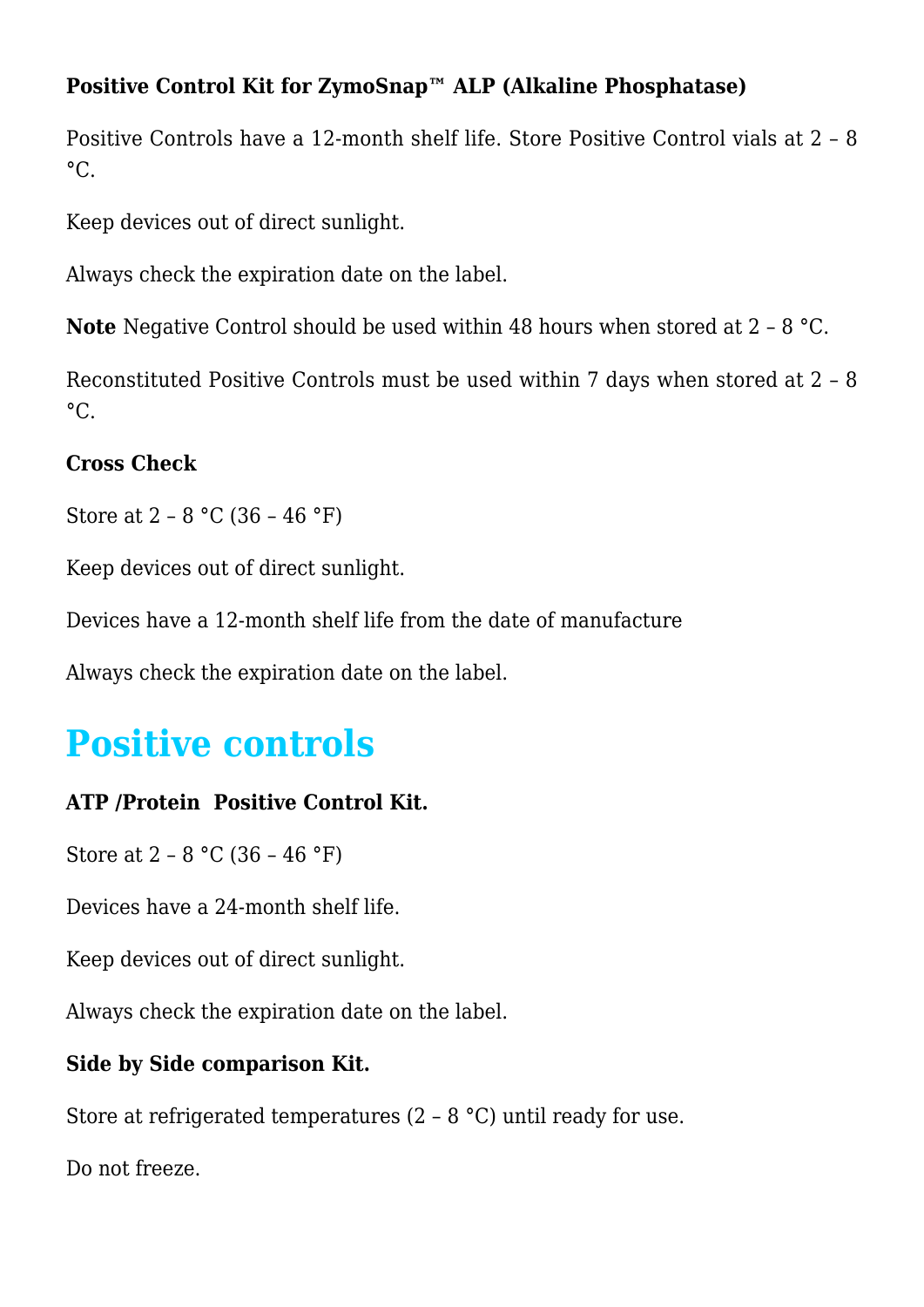**Positive Control Kit for ZymoSnap™ ALP (Alkaline Phosphatase)**

Positive Controls have a 12-month shelf life. Store Positive Control vials at 2 – 8 °C.

Keep devices out of direct sunlight.

Always check the expiration date on the label.

**Note** Negative Control should be used within 48 hours when stored at 2 – 8 °C.

Reconstituted Positive Controls must be used within 7 days when stored at 2 – 8 °C.

**Cross Check**

Store at 2 – 8 °C (36 – 46 °F)

Keep devices out of direct sunlight.

Devices have a 12-month shelf life from the date of manufacture

Always check the expiration date on the label.

## Positive controls

**ATP /Protein Positive Control Kit.**

Store at 2 – 8 °C (36 – 46 °F)

Devices have a 24-month shelf life.

Keep devices out of direct sunlight.

Always check the expiration date on the label.

**Side by Side comparison Kit.**

Store at refrigerated temperatures (2 – 8 °C) until ready for use.

Do not freeze.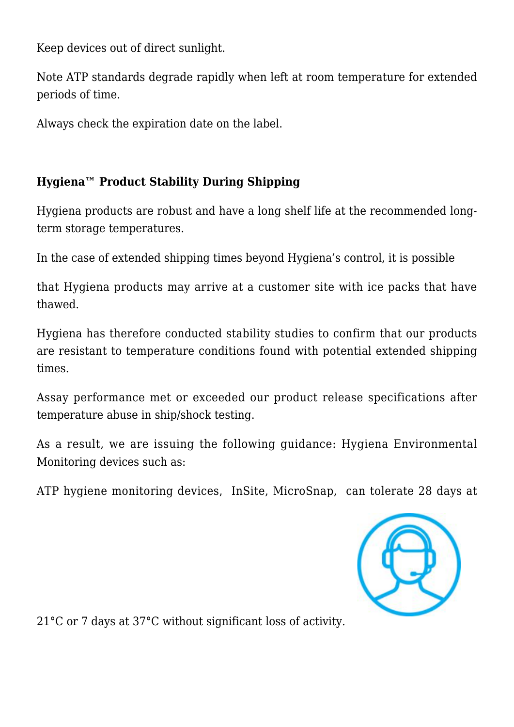Keep devices out of direct sunlight.

Note ATP standards degrade rapidly when left at room temperature for extended periods of time.

Always check the expiration date on the label.

**Hygiena™ Product Stability During Shipping**

Hygiena products are robust and have a long shelf life at the recommended long-term storage temperatures.

In the case of extended shipping times beyond Hygiena's control, it is possible

that Hygiena products may arrive at a customer site with ice packs that have thawed.

Hygiena has therefore conducted stability studies to confirm that our products are resistant to temperature conditions found with potential extended shipping times.

Assay performance met or exceeded our product release specifications after temperature abuse in ship/shock testing.

As a result, we are issuing the following guidance: Hygiena Environmental Monitoring devices such as:

ATP hygiene monitoring devices, InSite, MicroSnap, can tolerate 28 days at

21°C or 7 days at 37°C without significant loss of activity.